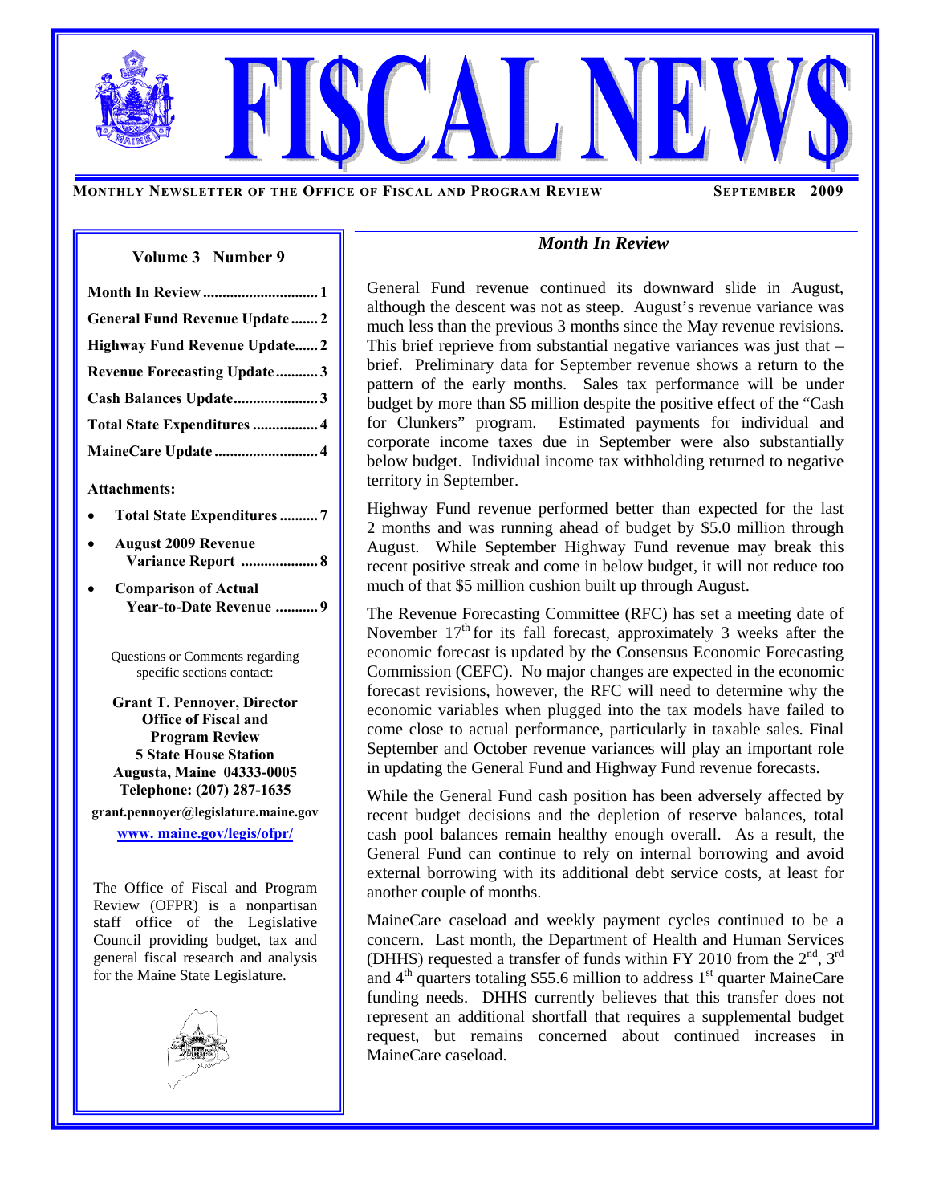# FI$CAL NEW$

**MONTHLY NEWSLETTER OF THE OFFICE OF FISCAL AND PROGRAM REVIEW** — **SEPTEMBER 2009**

**Volume 3 Number 9**

- **Month In Review** .......... 1
- **General Fund Revenue Update** .......... 2
- **Highway Fund Revenue Update** .......... 2
- **Revenue Forecasting Update** .......... 3
- **Cash Balances Update** .......... 3
- **Total State Expenditures** .......... 4
- **MaineCare Update** .......... 4

**Attachments:**

- **Total State Expenditures** .......... 7
- **August 2009 Revenue Variance Report** .......... 8
- **Comparison of Actual Year-to-Date Revenue** .......... 9

Questions or Comments regarding specific sections contact:

**Grant T. Pennoyer, Director**
**Office of Fiscal and Program Review**
**5 State House Station**
**Augusta, Maine 04333-0005**
**Telephone: (207) 287-1635**

**grant.pennoyer@legislature.maine.gov**

**www. maine.gov/legis/ofpr/**

The Office of Fiscal and Program Review (OFPR) is a nonpartisan staff office of the Legislative Council providing budget, tax and general fiscal research and analysis for the Maine State Legislature.

## *Month In Review*

General Fund revenue continued its downward slide in August, although the descent was not as steep. August's revenue variance was much less than the previous 3 months since the May revenue revisions. This brief reprieve from substantial negative variances was just that – brief. Preliminary data for September revenue shows a return to the pattern of the early months. Sales tax performance will be under budget by more than $5 million despite the positive effect of the "Cash for Clunkers" program. Estimated payments for individual and corporate income taxes due in September were also substantially below budget. Individual income tax withholding returned to negative territory in September.

Highway Fund revenue performed better than expected for the last 2 months and was running ahead of budget by $5.0 million through August. While September Highway Fund revenue may break this recent positive streak and come in below budget, it will not reduce too much of that $5 million cushion built up through August.

The Revenue Forecasting Committee (RFC) has set a meeting date of November 17th for its fall forecast, approximately 3 weeks after the economic forecast is updated by the Consensus Economic Forecasting Commission (CEFC). No major changes are expected in the economic forecast revisions, however, the RFC will need to determine why the economic variables when plugged into the tax models have failed to come close to actual performance, particularly in taxable sales. Final September and October revenue variances will play an important role in updating the General Fund and Highway Fund revenue forecasts.

While the General Fund cash position has been adversely affected by recent budget decisions and the depletion of reserve balances, total cash pool balances remain healthy enough overall. As a result, the General Fund can continue to rely on internal borrowing and avoid external borrowing with its additional debt service costs, at least for another couple of months.

MaineCare caseload and weekly payment cycles continued to be a concern. Last month, the Department of Health and Human Services (DHHS) requested a transfer of funds within FY 2010 from the 2nd, 3rd and 4th quarters totaling $55.6 million to address 1st quarter MaineCare funding needs. DHHS currently believes that this transfer does not represent an additional shortfall that requires a supplemental budget request, but remains concerned about continued increases in MaineCare caseload.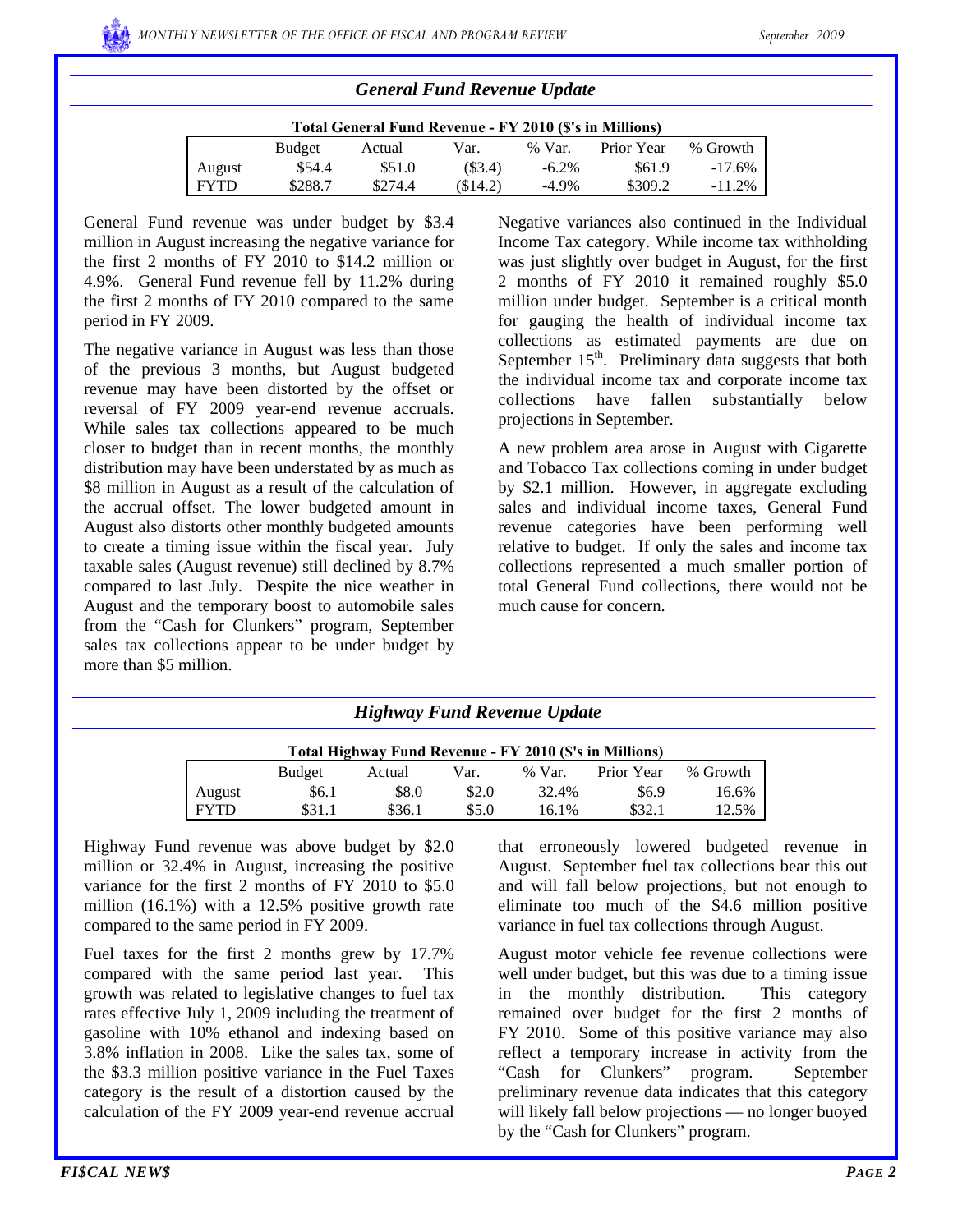## General Fund Revenue Update

**Total General Fund Revenue - FY 2010 ($'s in Millions)**

| | Budget | Actual | Var. | % Var. | Prior Year | % Growth |
|---|---|---|---|---|---|---|
| August | $54.4 | $51.0 | ($3.4) | -6.2% | $61.9 | -17.6% |
| FYTD | $288.7 | $274.4 | ($14.2) | -4.9% | $309.2 | -11.2% |

General Fund revenue was under budget by $3.4 million in August increasing the negative variance for the first 2 months of FY 2010 to $14.2 million or 4.9%. General Fund revenue fell by 11.2% during the first 2 months of FY 2010 compared to the same period in FY 2009.

The negative variance in August was less than those of the previous 3 months, but August budgeted revenue may have been distorted by the offset or reversal of FY 2009 year-end revenue accruals. While sales tax collections appeared to be much closer to budget than in recent months, the monthly distribution may have been understated by as much as $8 million in August as a result of the calculation of the accrual offset. The lower budgeted amount in August also distorts other monthly budgeted amounts to create a timing issue within the fiscal year. July taxable sales (August revenue) still declined by 8.7% compared to last July. Despite the nice weather in August and the temporary boost to automobile sales from the "Cash for Clunkers" program, September sales tax collections appear to be under budget by more than $5 million.

Negative variances also continued in the Individual Income Tax category. While income tax withholding was just slightly over budget in August, for the first 2 months of FY 2010 it remained roughly $5.0 million under budget. September is a critical month for gauging the health of individual income tax collections as estimated payments are due on September 15th. Preliminary data suggests that both the individual income tax and corporate income tax collections have fallen substantially below projections in September.

A new problem area arose in August with Cigarette and Tobacco Tax collections coming in under budget by $2.1 million. However, in aggregate excluding sales and individual income taxes, General Fund revenue categories have been performing well relative to budget. If only the sales and income tax collections represented a much smaller portion of total General Fund collections, there would not be much cause for concern.

## Highway Fund Revenue Update

**Total Highway Fund Revenue - FY 2010 ($'s in Millions)**

| | Budget | Actual | Var. | % Var. | Prior Year | % Growth |
|---|---|---|---|---|---|---|
| August | $6.1 | $8.0 | $2.0 | 32.4% | $6.9 | 16.6% |
| FYTD | $31.1 | $36.1 | $5.0 | 16.1% | $32.1 | 12.5% |

Highway Fund revenue was above budget by $2.0 million or 32.4% in August, increasing the positive variance for the first 2 months of FY 2010 to $5.0 million (16.1%) with a 12.5% positive growth rate compared to the same period in FY 2009.

Fuel taxes for the first 2 months grew by 17.7% compared with the same period last year. This growth was related to legislative changes to fuel tax rates effective July 1, 2009 including the treatment of gasoline with 10% ethanol and indexing based on 3.8% inflation in 2008. Like the sales tax, some of the $3.3 million positive variance in the Fuel Taxes category is the result of a distortion caused by the calculation of the FY 2009 year-end revenue accrual that erroneously lowered budgeted revenue in August. September fuel tax collections bear this out and will fall below projections, but not enough to eliminate too much of the $4.6 million positive variance in fuel tax collections through August.

August motor vehicle fee revenue collections were well under budget, but this was due to a timing issue in the monthly distribution. This category remained over budget for the first 2 months of FY 2010. Some of this positive variance may also reflect a temporary increase in activity from the "Cash for Clunkers" program. September preliminary revenue data indicates that this category will likely fall below projections — no longer buoyed by the "Cash for Clunkers" program.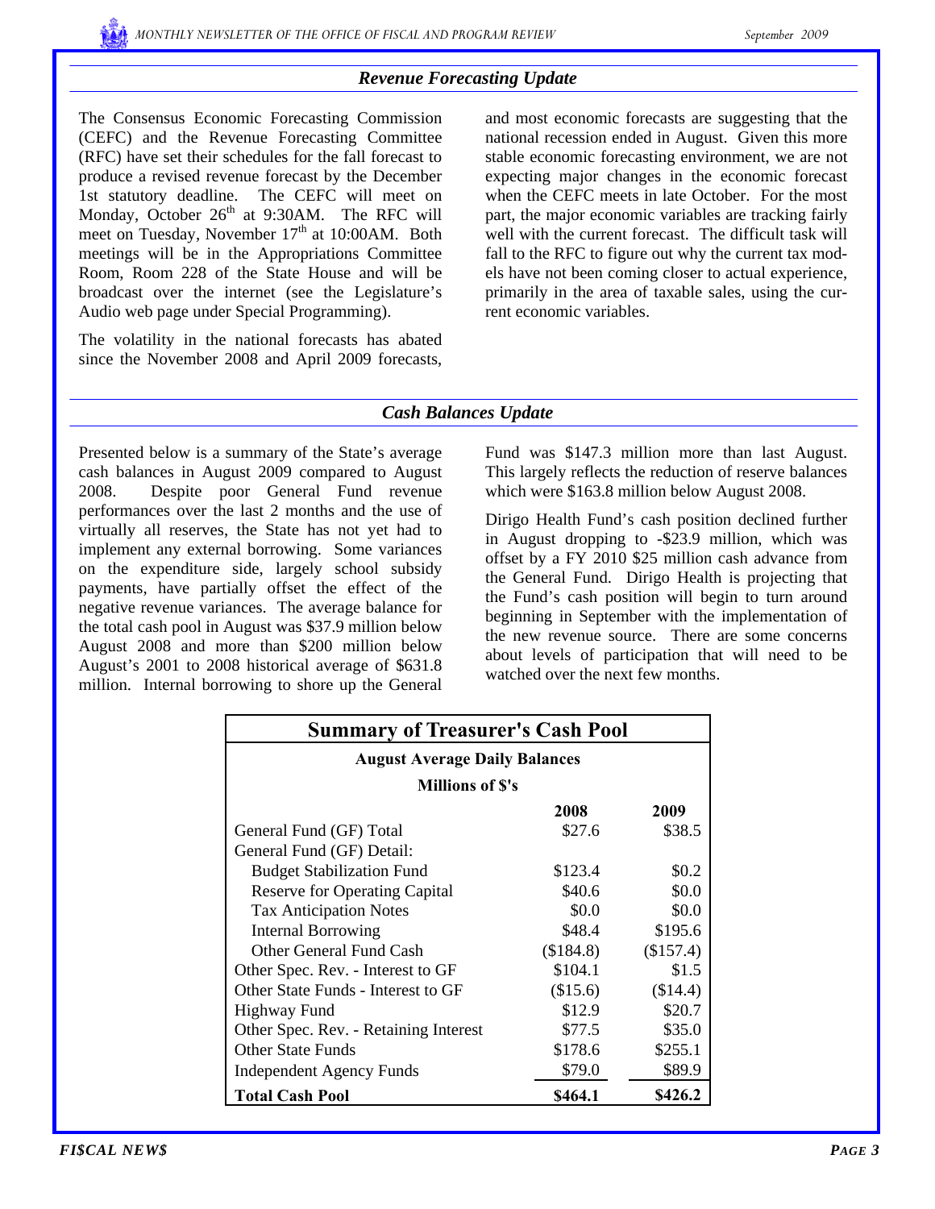## *Revenue Forecasting Update*

The Consensus Economic Forecasting Commission (CEFC) and the Revenue Forecasting Committee (RFC) have set their schedules for the fall forecast to produce a revised revenue forecast by the December 1st statutory deadline. The CEFC will meet on Monday, October 26th at 9:30AM. The RFC will meet on Tuesday, November 17th at 10:00AM. Both meetings will be in the Appropriations Committee Room, Room 228 of the State House and will be broadcast over the internet (see the Legislature's Audio web page under Special Programming).

The volatility in the national forecasts has abated since the November 2008 and April 2009 forecasts, and most economic forecasts are suggesting that the national recession ended in August. Given this more stable economic forecasting environment, we are not expecting major changes in the economic forecast when the CEFC meets in late October. For the most part, the major economic variables are tracking fairly well with the current forecast. The difficult task will fall to the RFC to figure out why the current tax models have not been coming closer to actual experience, primarily in the area of taxable sales, using the current economic variables.

## *Cash Balances Update*

Presented below is a summary of the State's average cash balances in August 2009 compared to August 2008. Despite poor General Fund revenue performances over the last 2 months and the use of virtually all reserves, the State has not yet had to implement any external borrowing. Some variances on the expenditure side, largely school subsidy payments, have partially offset the effect of the negative revenue variances. The average balance for the total cash pool in August was $37.9 million below August 2008 and more than $200 million below August's 2001 to 2008 historical average of $631.8 million. Internal borrowing to shore up the General Fund was $147.3 million more than last August. This largely reflects the reduction of reserve balances which were $163.8 million below August 2008.

Dirigo Health Fund's cash position declined further in August dropping to -$23.9 million, which was offset by a FY 2010 $25 million cash advance from the General Fund. Dirigo Health is projecting that the Fund's cash position will begin to turn around beginning in September with the implementation of the new revenue source. There are some concerns about levels of participation that will need to be watched over the next few months.

**Summary of Treasurer's Cash Pool**

**August Average Daily Balances**

**Millions of $'s**

| | **2008** | **2009** |
|---|---|---|
| General Fund (GF) Total | $27.6 | $38.5 |
| General Fund (GF) Detail: | | |
| Budget Stabilization Fund | $123.4 | $0.2 |
| Reserve for Operating Capital | $40.6 | $0.0 |
| Tax Anticipation Notes | $0.0 | $0.0 |
| Internal Borrowing | $48.4 | $195.6 |
| Other General Fund Cash | ($184.8) | ($157.4) |
| Other Spec. Rev. - Interest to GF | $104.1 | $1.5 |
| Other State Funds - Interest to GF | ($15.6) | ($14.4) |
| Highway Fund | $12.9 | $20.7 |
| Other Spec. Rev. - Retaining Interest | $77.5 | $35.0 |
| Other State Funds | $178.6 | $255.1 |
| Independent Agency Funds | $79.0 | $89.9 |
| **Total Cash Pool** | **$464.1** | **$426.2** |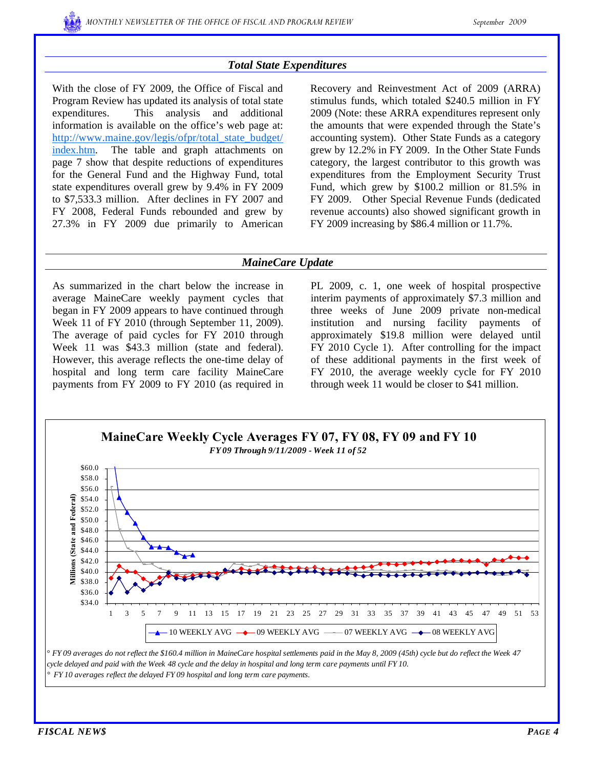## *Total State Expenditures*

With the close of FY 2009, the Office of Fiscal and Program Review has updated its analysis of total state expenditures. This analysis and additional information is available on the office's web page at: http://www.maine.gov/legis/ofpr/total_state_budget/index.htm. The table and graph attachments on page 7 show that despite reductions of expenditures for the General Fund and the Highway Fund, total state expenditures overall grew by 9.4% in FY 2009 to $7,533.3 million. After declines in FY 2007 and FY 2008, Federal Funds rebounded and grew by 27.3% in FY 2009 due primarily to American Recovery and Reinvestment Act of 2009 (ARRA) stimulus funds, which totaled $240.5 million in FY 2009 (Note: these ARRA expenditures represent only the amounts that were expended through the State's accounting system). Other State Funds as a category grew by 12.2% in FY 2009. In the Other State Funds category, the largest contributor to this growth was expenditures from the Employment Security Trust Fund, which grew by $100.2 million or 81.5% in FY 2009. Other Special Revenue Funds (dedicated revenue accounts) also showed significant growth in FY 2009 increasing by $86.4 million or 11.7%.

## *MaineCare Update*

As summarized in the chart below the increase in average MaineCare weekly payment cycles that began in FY 2009 appears to have continued through Week 11 of FY 2010 (through September 11, 2009). The average of paid cycles for FY 2010 through Week 11 was $43.3 million (state and federal). However, this average reflects the one-time delay of hospital and long term care facility MaineCare payments from FY 2009 to FY 2010 (as required in PL 2009, c. 1, one week of hospital prospective interim payments of approximately $7.3 million and three weeks of June 2009 private non-medical institution and nursing facility payments of approximately $19.8 million were delayed until FY 2010 Cycle 1). After controlling for the impact of these additional payments in the first week of FY 2010, the average weekly cycle for FY 2010 through week 11 would be closer to $41 million.

**MaineCare Weekly Cycle Averages FY 07, FY 08, FY 09 and FY 10**

*FY 09 Through 9/11/2009 - Week 11 of 52*

*° FY 09 averages do not reflect the $160.4 million in MaineCare hospital settlements paid in the May 8, 2009 (45th) cycle but do reflect the Week 47 cycle delayed and paid with the Week 48 cycle and the delay in hospital and long term care payments until FY 10.*

*° FY 10 averages reflect the delayed FY 09 hospital and long term care payments.*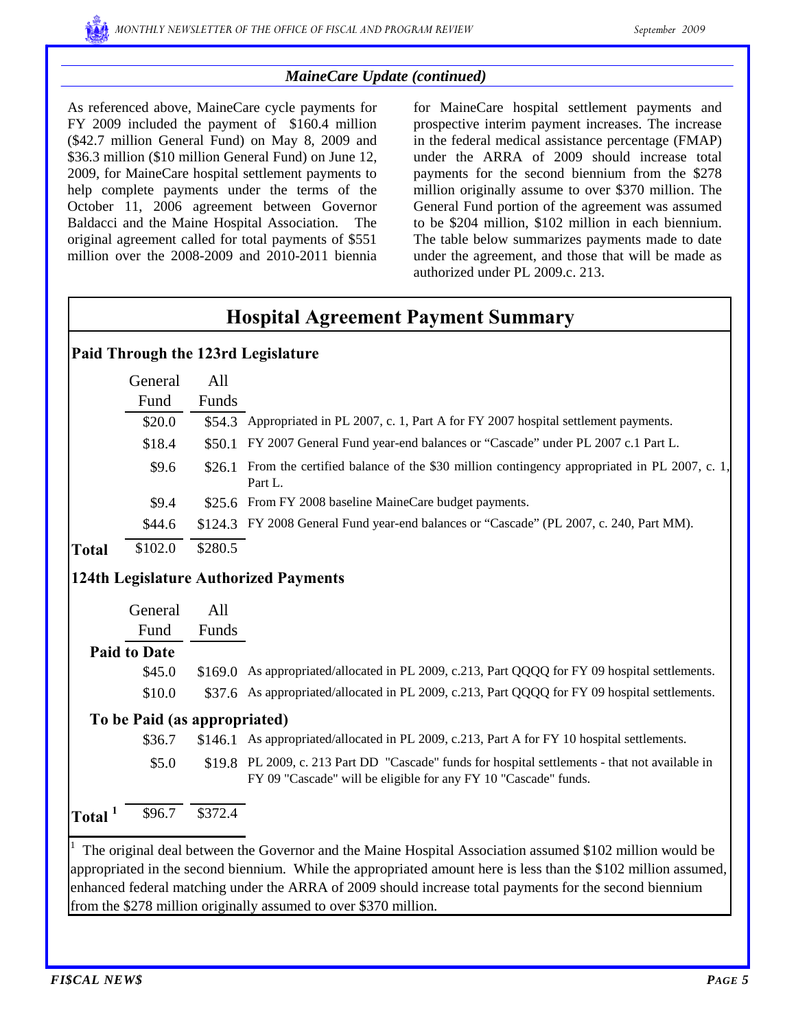## *MaineCare Update (continued)*

As referenced above, MaineCare cycle payments for FY 2009 included the payment of $160.4 million ($42.7 million General Fund) on May 8, 2009 and $36.3 million ($10 million General Fund) on June 12, 2009, for MaineCare hospital settlement payments to help complete payments under the terms of the October 11, 2006 agreement between Governor Baldacci and the Maine Hospital Association. The original agreement called for total payments of $551 million over the 2008-2009 and 2010-2011 biennia for MaineCare hospital settlement payments and prospective interim payment increases. The increase in the federal medical assistance percentage (FMAP) under the ARRA of 2009 should increase total payments for the second biennium from the $278 million originally assume to over $370 million. The General Fund portion of the agreement was assumed to be $204 million, $102 million in each biennium. The table below summarizes payments made to date under the agreement, and those that will be made as authorized under PL 2009.c. 213.

## Hospital Agreement Payment Summary

### Paid Through the 123rd Legislature

| | General Fund | All Funds | |
|---|---|---|---|
| | $20.0 | $54.3 | Appropriated in PL 2007, c. 1, Part A for FY 2007 hospital settlement payments. |
| | $18.4 | $50.1 | FY 2007 General Fund year-end balances or "Cascade" under PL 2007 c.1 Part L. |
| | $9.6 | $26.1 | From the certified balance of the $30 million contingency appropriated in PL 2007, c. 1, Part L. |
| | $9.4 | $25.6 | From FY 2008 baseline MaineCare budget payments. |
| | $44.6 | $124.3 | FY 2008 General Fund year-end balances or "Cascade" (PL 2007, c. 240, Part MM). |
| **Total** | $102.0 | $280.5 | |

### 124th Legislature Authorized Payments

| | General Fund | All Funds | |
|---|---|---|---|
| **Paid to Date** | | | |
| | $45.0 | $169.0 | As appropriated/allocated in PL 2009, c.213, Part QQQQ for FY 09 hospital settlements. |
| | $10.0 | $37.6 | As appropriated/allocated in PL 2009, c.213, Part QQQQ for FY 09 hospital settlements. |
| **To be Paid (as appropriated)** | | | |
| | $36.7 | $146.1 | As appropriated/allocated in PL 2009, c.213, Part A for FY 10 hospital settlements. |
| | $5.0 | $19.8 | PL 2009, c. 213 Part DD "Cascade" funds for hospital settlements - that not available in FY 09 "Cascade" will be eligible for any FY 10 "Cascade" funds. |
| **Total** [1] | $96.7 | $372.4 | |

[1] The original deal between the Governor and the Maine Hospital Association assumed $102 million would be appropriated in the second biennium. While the appropriated amount here is less than the $102 million assumed, enhanced federal matching under the ARRA of 2009 should increase total payments for the second biennium from the $278 million originally assumed to over $370 million.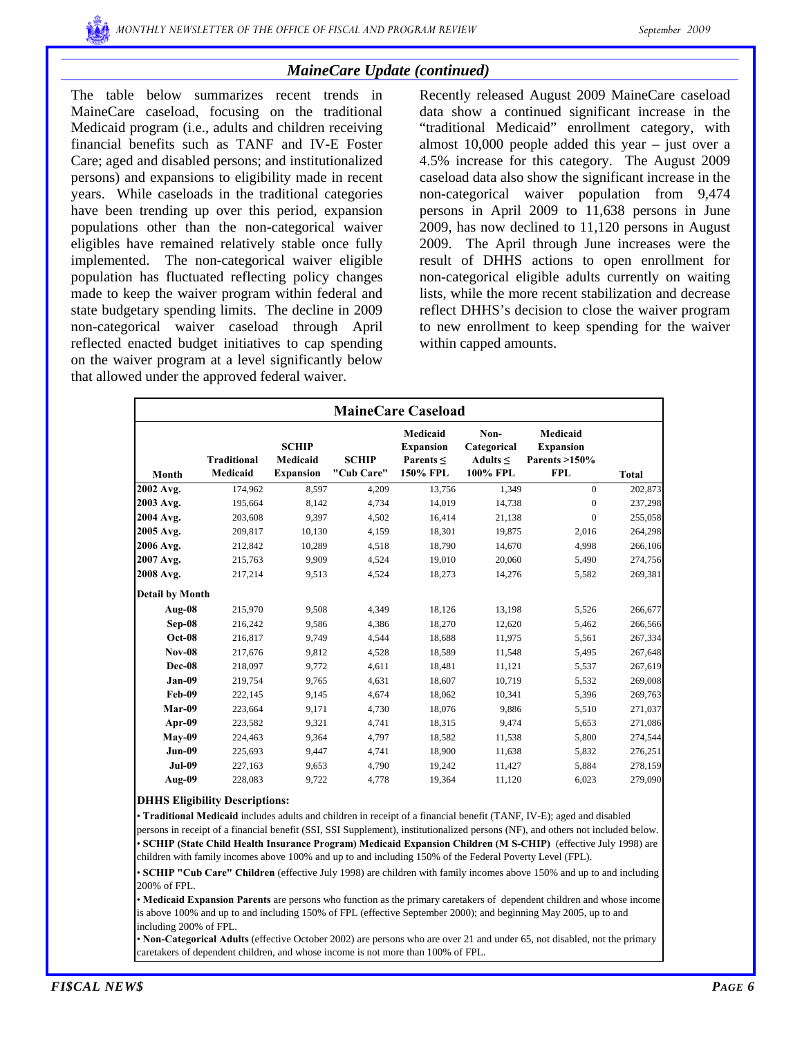## MaineCare Update (continued)

The table below summarizes recent trends in MaineCare caseload, focusing on the traditional Medicaid program (i.e., adults and children receiving financial benefits such as TANF and IV-E Foster Care; aged and disabled persons; and institutionalized persons) and expansions to eligibility made in recent years. While caseloads in the traditional categories have been trending up over this period, expansion populations other than the non-categorical waiver eligibles have remained relatively stable once fully implemented. The non-categorical waiver eligible population has fluctuated reflecting policy changes made to keep the waiver program within federal and state budgetary spending limits. The decline in 2009 non-categorical waiver caseload through April reflected enacted budget initiatives to cap spending on the waiver program at a level significantly below that allowed under the approved federal waiver.

Recently released August 2009 MaineCare caseload data show a continued significant increase in the "traditional Medicaid" enrollment category, with almost 10,000 people added this year – just over a 4.5% increase for this category. The August 2009 caseload data also show the significant increase in the non-categorical waiver population from 9,474 persons in April 2009 to 11,638 persons in June 2009, has now declined to 11,120 persons in August 2009. The April through June increases were the result of DHHS actions to open enrollment for non-categorical eligible adults currently on waiting lists, while the more recent stabilization and decrease reflect DHHS's decision to close the waiver program to new enrollment to keep spending for the waiver within capped amounts.

**MaineCare Caseload**

| Month | Traditional Medicaid | SCHIP Medicaid Expansion | SCHIP "Cub Care" | Medicaid Expansion Parents ≤ 150% FPL | Non-Categorical Adults ≤ 100% FPL | Medicaid Expansion Parents >150% FPL | Total |
|---|---|---|---|---|---|---|---|
| **2002 Avg.** | 174,962 | 8,597 | 4,209 | 13,756 | 1,349 | 0 | 202,873 |
| **2003 Avg.** | 195,664 | 8,142 | 4,734 | 14,019 | 14,738 | 0 | 237,298 |
| **2004 Avg.** | 203,608 | 9,397 | 4,502 | 16,414 | 21,138 | 0 | 255,058 |
| **2005 Avg.** | 209,817 | 10,130 | 4,159 | 18,301 | 19,875 | 2,016 | 264,298 |
| **2006 Avg.** | 212,842 | 10,289 | 4,518 | 18,790 | 14,670 | 4,998 | 266,106 |
| **2007 Avg.** | 215,763 | 9,909 | 4,524 | 19,010 | 20,060 | 5,490 | 274,756 |
| **2008 Avg.** | 217,214 | 9,513 | 4,524 | 18,273 | 14,276 | 5,582 | 269,381 |
| **Detail by Month** | | | | | | | |
| **Aug-08** | 215,970 | 9,508 | 4,349 | 18,126 | 13,198 | 5,526 | 266,677 |
| **Sep-08** | 216,242 | 9,586 | 4,386 | 18,270 | 12,620 | 5,462 | 266,566 |
| **Oct-08** | 216,817 | 9,749 | 4,544 | 18,688 | 11,975 | 5,561 | 267,334 |
| **Nov-08** | 217,676 | 9,812 | 4,528 | 18,589 | 11,548 | 5,495 | 267,648 |
| **Dec-08** | 218,097 | 9,772 | 4,611 | 18,481 | 11,121 | 5,537 | 267,619 |
| **Jan-09** | 219,754 | 9,765 | 4,631 | 18,607 | 10,719 | 5,532 | 269,008 |
| **Feb-09** | 222,145 | 9,145 | 4,674 | 18,062 | 10,341 | 5,396 | 269,763 |
| **Mar-09** | 223,664 | 9,171 | 4,730 | 18,076 | 9,886 | 5,510 | 271,037 |
| **Apr-09** | 223,582 | 9,321 | 4,741 | 18,315 | 9,474 | 5,653 | 271,086 |
| **May-09** | 224,463 | 9,364 | 4,797 | 18,582 | 11,538 | 5,800 | 274,544 |
| **Jun-09** | 225,693 | 9,447 | 4,741 | 18,900 | 11,638 | 5,832 | 276,251 |
| **Jul-09** | 227,163 | 9,653 | 4,790 | 19,242 | 11,427 | 5,884 | 278,159 |
| **Aug-09** | 228,083 | 9,722 | 4,778 | 19,364 | 11,120 | 6,023 | 279,090 |

**DHHS Eligibility Descriptions:**

- **Traditional Medicaid** includes adults and children in receipt of a financial benefit (TANF, IV-E); aged and disabled persons in receipt of a financial benefit (SSI, SSI Supplement), institutionalized persons (NF), and others not included below.
- **SCHIP (State Child Health Insurance Program) Medicaid Expansion Children (M S-CHIP)** (effective July 1998) are children with family incomes above 100% and up to and including 150% of the Federal Poverty Level (FPL).
- **SCHIP "Cub Care" Children** (effective July 1998) are children with family incomes above 150% and up to and including 200% of FPL.
- **Medicaid Expansion Parents** are persons who function as the primary caretakers of dependent children and whose income is above 100% and up to and including 150% of FPL (effective September 2000); and beginning May 2005, up to and including 200% of FPL.
- **Non-Categorical Adults** (effective October 2002) are persons who are over 21 and under 65, not disabled, not the primary caretakers of dependent children, and whose income is not more than 100% of FPL.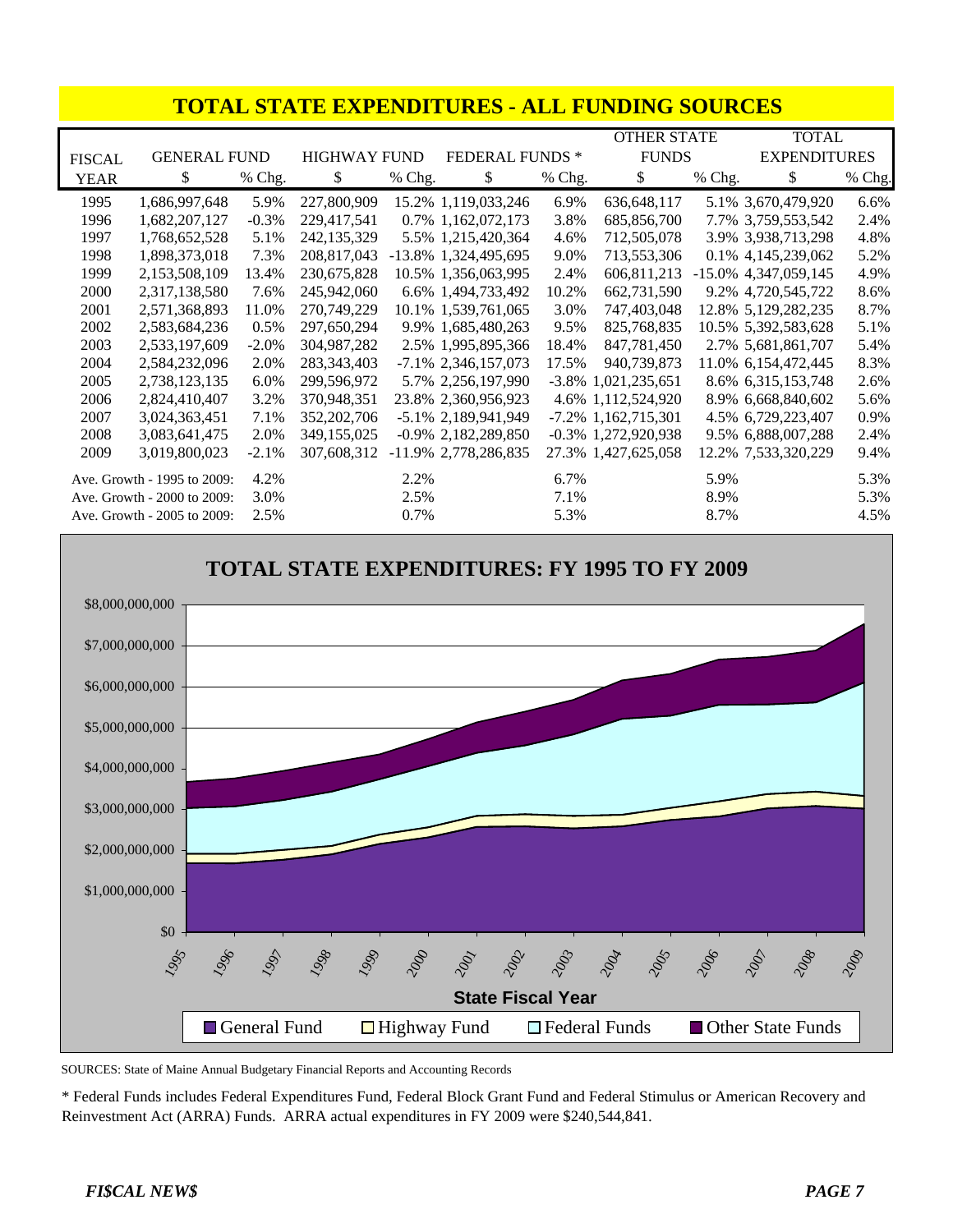## TOTAL STATE EXPENDITURES - ALL FUNDING SOURCES

| FISCAL YEAR | GENERAL FUND $ | % Chg. | HIGHWAY FUND $ | % Chg. | FEDERAL FUNDS * $ | % Chg. | OTHER STATE FUNDS $ | % Chg. | TOTAL EXPENDITURES $ | % Chg. |
|---|---|---|---|---|---|---|---|---|---|---|
| 1995 | 1,686,997,648 | 5.9% | 227,800,909 | 15.2% | 1,119,033,246 | 6.9% | 636,648,117 | 5.1% | 3,670,479,920 | 6.6% |
| 1996 | 1,682,207,127 | -0.3% | 229,417,541 | 0.7% | 1,162,072,173 | 3.8% | 685,856,700 | 7.7% | 3,759,553,542 | 2.4% |
| 1997 | 1,768,652,528 | 5.1% | 242,135,329 | 5.5% | 1,215,420,364 | 4.6% | 712,505,078 | 3.9% | 3,938,713,298 | 4.8% |
| 1998 | 1,898,373,018 | 7.3% | 208,817,043 | -13.8% | 1,324,495,695 | 9.0% | 713,553,306 | 0.1% | 4,145,239,062 | 5.2% |
| 1999 | 2,153,508,109 | 13.4% | 230,675,828 | 10.5% | 1,356,063,995 | 2.4% | 606,811,213 | -15.0% | 4,347,059,145 | 4.9% |
| 2000 | 2,317,138,580 | 7.6% | 245,942,060 | 6.6% | 1,494,733,492 | 10.2% | 662,731,590 | 9.2% | 4,720,545,722 | 8.6% |
| 2001 | 2,571,368,893 | 11.0% | 270,749,229 | 10.1% | 1,539,761,065 | 3.0% | 747,403,048 | 12.8% | 5,129,282,235 | 8.7% |
| 2002 | 2,583,684,236 | 0.5% | 297,650,294 | 9.9% | 1,685,480,263 | 9.5% | 825,768,835 | 10.5% | 5,392,583,628 | 5.1% |
| 2003 | 2,533,197,609 | -2.0% | 304,987,282 | 2.5% | 1,995,895,366 | 18.4% | 847,781,450 | 2.7% | 5,681,861,707 | 5.4% |
| 2004 | 2,584,232,096 | 2.0% | 283,343,403 | -7.1% | 2,346,157,073 | 17.5% | 940,739,873 | 11.0% | 6,154,472,445 | 8.3% |
| 2005 | 2,738,123,135 | 6.0% | 299,596,972 | 5.7% | 2,256,197,990 | -3.8% | 1,021,235,651 | 8.6% | 6,315,153,748 | 2.6% |
| 2006 | 2,824,410,407 | 3.2% | 370,948,351 | 23.8% | 2,360,956,923 | 4.6% | 1,112,524,920 | 8.9% | 6,668,840,602 | 5.6% |
| 2007 | 3,024,363,451 | 7.1% | 352,202,706 | -5.1% | 2,189,941,949 | -7.2% | 1,162,715,301 | 4.5% | 6,729,223,407 | 0.9% |
| 2008 | 3,083,641,475 | 2.0% | 349,155,025 | -0.9% | 2,182,289,850 | -0.3% | 1,272,920,938 | 9.5% | 6,888,007,288 | 2.4% |
| 2009 | 3,019,800,023 | -2.1% | 307,608,312 | -11.9% | 2,778,286,835 | 27.3% | 1,427,625,058 | 12.2% | 7,533,320,229 | 9.4% |
| Ave. Growth - 1995 to 2009: | | 4.2% | | 2.2% | | 6.7% | | 5.9% | | 5.3% |
| Ave. Growth - 2000 to 2009: | | 3.0% | | 2.5% | | 7.1% | | 8.9% | | 5.3% |
| Ave. Growth - 2005 to 2009: | | 2.5% | | 0.7% | | 5.3% | | 8.7% | | 4.5% |

## TOTAL STATE EXPENDITURES: FY 1995 TO FY 2009

SOURCES: State of Maine Annual Budgetary Financial Reports and Accounting Records

* Federal Funds includes Federal Expenditures Fund, Federal Block Grant Fund and Federal Stimulus or American Recovery and Reinvestment Act (ARRA) Funds. ARRA actual expenditures in FY 2009 were $240,544,841.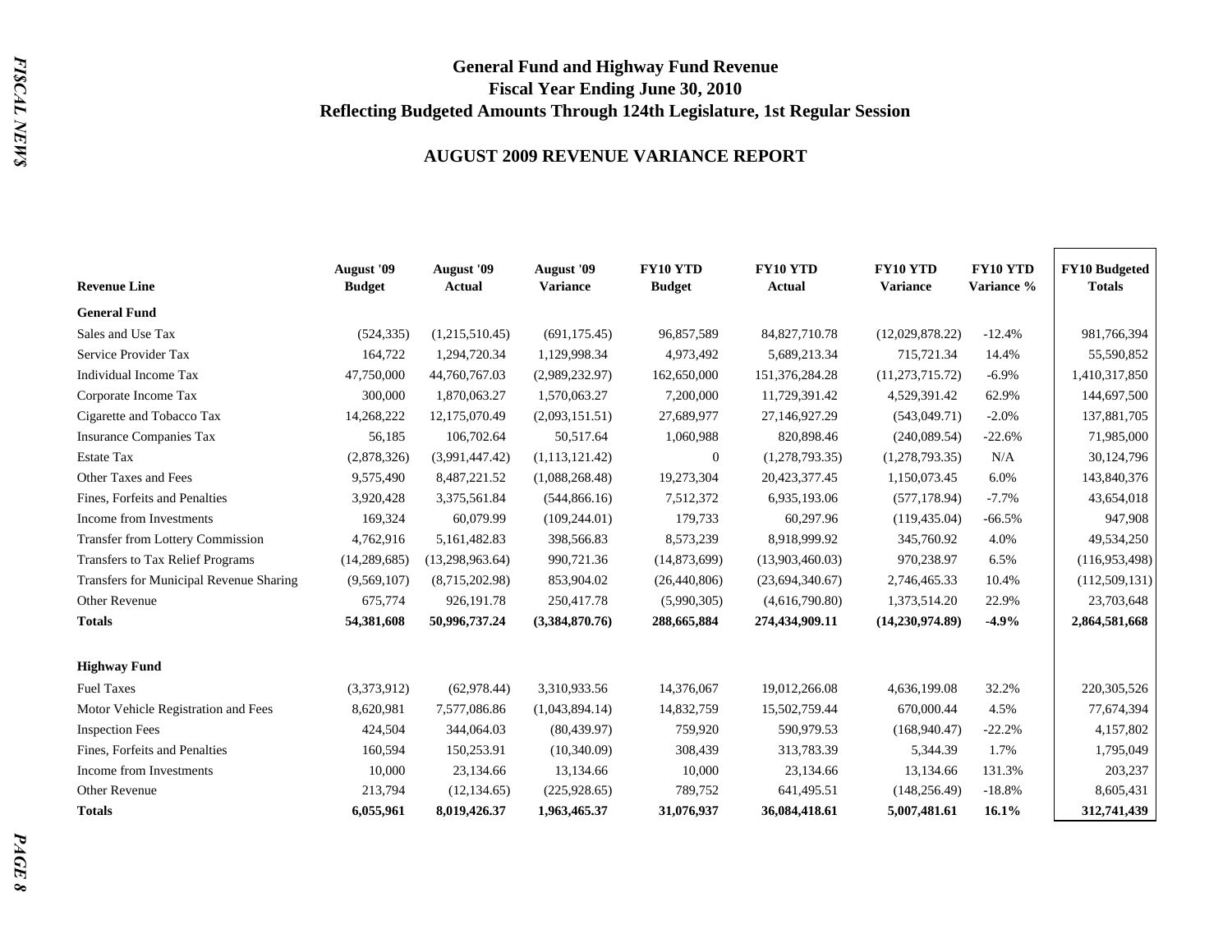## General Fund and Highway Fund Revenue
## Fiscal Year Ending June 30, 2010
## Reflecting Budgeted Amounts Through 124th Legislature, 1st Regular Session

### AUGUST 2009 REVENUE VARIANCE REPORT

| Revenue Line | August '09 Budget | August '09 Actual | August '09 Variance | FY10 YTD Budget | FY10 YTD Actual | FY10 YTD Variance | FY10 YTD Variance % | FY10 Budgeted Totals |
|---|---|---|---|---|---|---|---|---|
| **General Fund** | | | | | | | | |
| Sales and Use Tax | (524,335) | (1,215,510.45) | (691,175.45) | 96,857,589 | 84,827,710.78 | (12,029,878.22) | -12.4% | 981,766,394 |
| Service Provider Tax | 164,722 | 1,294,720.34 | 1,129,998.34 | 4,973,492 | 5,689,213.34 | 715,721.34 | 14.4% | 55,590,852 |
| Individual Income Tax | 47,750,000 | 44,760,767.03 | (2,989,232.97) | 162,650,000 | 151,376,284.28 | (11,273,715.72) | -6.9% | 1,410,317,850 |
| Corporate Income Tax | 300,000 | 1,870,063.27 | 1,570,063.27 | 7,200,000 | 11,729,391.42 | 4,529,391.42 | 62.9% | 144,697,500 |
| Cigarette and Tobacco Tax | 14,268,222 | 12,175,070.49 | (2,093,151.51) | 27,689,977 | 27,146,927.29 | (543,049.71) | -2.0% | 137,881,705 |
| Insurance Companies Tax | 56,185 | 106,702.64 | 50,517.64 | 1,060,988 | 820,898.46 | (240,089.54) | -22.6% | 71,985,000 |
| Estate Tax | (2,878,326) | (3,991,447.42) | (1,113,121.42) | 0 | (1,278,793.35) | (1,278,793.35) | N/A | 30,124,796 |
| Other Taxes and Fees | 9,575,490 | 8,487,221.52 | (1,088,268.48) | 19,273,304 | 20,423,377.45 | 1,150,073.45 | 6.0% | 143,840,376 |
| Fines, Forfeits and Penalties | 3,920,428 | 3,375,561.84 | (544,866.16) | 7,512,372 | 6,935,193.06 | (577,178.94) | -7.7% | 43,654,018 |
| Income from Investments | 169,324 | 60,079.99 | (109,244.01) | 179,733 | 60,297.96 | (119,435.04) | -66.5% | 947,908 |
| Transfer from Lottery Commission | 4,762,916 | 5,161,482.83 | 398,566.83 | 8,573,239 | 8,918,999.92 | 345,760.92 | 4.0% | 49,534,250 |
| Transfers to Tax Relief Programs | (14,289,685) | (13,298,963.64) | 990,721.36 | (14,873,699) | (13,903,460.03) | 970,238.97 | 6.5% | (116,953,498) |
| Transfers for Municipal Revenue Sharing | (9,569,107) | (8,715,202.98) | 853,904.02 | (26,440,806) | (23,694,340.67) | 2,746,465.33 | 10.4% | (112,509,131) |
| Other Revenue | 675,774 | 926,191.78 | 250,417.78 | (5,990,305) | (4,616,790.80) | 1,373,514.20 | 22.9% | 23,703,648 |
| **Totals** | **54,381,608** | **50,996,737.24** | **(3,384,870.76)** | **288,665,884** | **274,434,909.11** | **(14,230,974.89)** | **-4.9%** | **2,864,581,668** |
| **Highway Fund** | | | | | | | | |
| Fuel Taxes | (3,373,912) | (62,978.44) | 3,310,933.56 | 14,376,067 | 19,012,266.08 | 4,636,199.08 | 32.2% | 220,305,526 |
| Motor Vehicle Registration and Fees | 8,620,981 | 7,577,086.86 | (1,043,894.14) | 14,832,759 | 15,502,759.44 | 670,000.44 | 4.5% | 77,674,394 |
| Inspection Fees | 424,504 | 344,064.03 | (80,439.97) | 759,920 | 590,979.53 | (168,940.47) | -22.2% | 4,157,802 |
| Fines, Forfeits and Penalties | 160,594 | 150,253.91 | (10,340.09) | 308,439 | 313,783.39 | 5,344.39 | 1.7% | 1,795,049 |
| Income from Investments | 10,000 | 23,134.66 | 13,134.66 | 10,000 | 23,134.66 | 13,134.66 | 131.3% | 203,237 |
| Other Revenue | 213,794 | (12,134.65) | (225,928.65) | 789,752 | 641,495.51 | (148,256.49) | -18.8% | 8,605,431 |
| **Totals** | **6,055,961** | **8,019,426.37** | **1,963,465.37** | **31,076,937** | **36,084,418.61** | **5,007,481.61** | **16.1%** | **312,741,439** |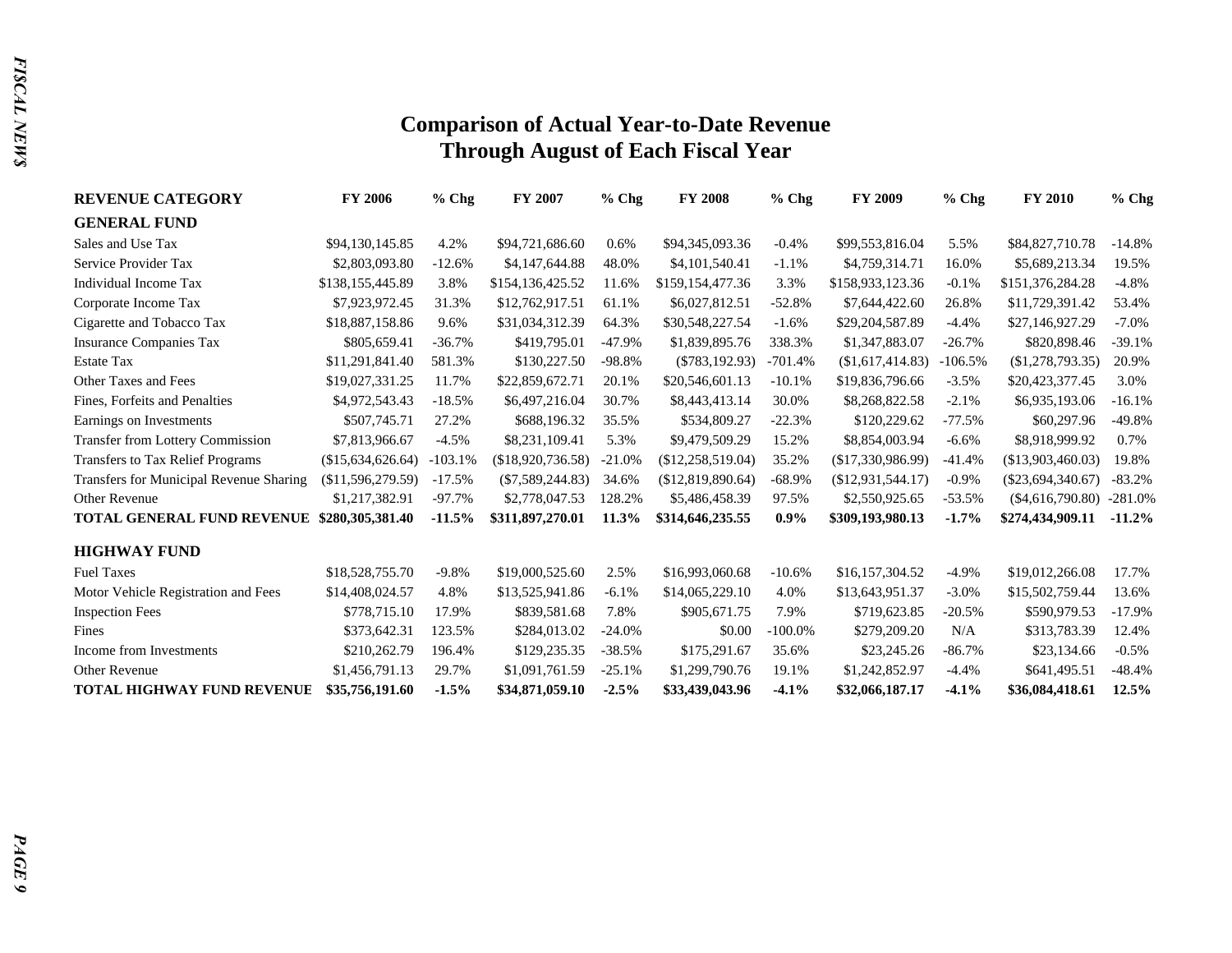# Comparison of Actual Year-to-Date Revenue
# Through August of Each Fiscal Year

| REVENUE CATEGORY | FY 2006 | % Chg | FY 2007 | % Chg | FY 2008 | % Chg | FY 2009 | % Chg | FY 2010 | % Chg |
|---|---|---|---|---|---|---|---|---|---|---|
| **GENERAL FUND** | | | | | | | | | | |
| Sales and Use Tax | $94,130,145.85 | 4.2% | $94,721,686.60 | 0.6% | $94,345,093.36 | -0.4% | $99,553,816.04 | 5.5% | $84,827,710.78 | -14.8% |
| Service Provider Tax | $2,803,093.80 | -12.6% | $4,147,644.88 | 48.0% | $4,101,540.41 | -1.1% | $4,759,314.71 | 16.0% | $5,689,213.34 | 19.5% |
| Individual Income Tax | $138,155,445.89 | 3.8% | $154,136,425.52 | 11.6% | $159,154,477.36 | 3.3% | $158,933,123.36 | -0.1% | $151,376,284.28 | -4.8% |
| Corporate Income Tax | $7,923,972.45 | 31.3% | $12,762,917.51 | 61.1% | $6,027,812.51 | -52.8% | $7,644,422.60 | 26.8% | $11,729,391.42 | 53.4% |
| Cigarette and Tobacco Tax | $18,887,158.86 | 9.6% | $31,034,312.39 | 64.3% | $30,548,227.54 | -1.6% | $29,204,587.89 | -4.4% | $27,146,927.29 | -7.0% |
| Insurance Companies Tax | $805,659.41 | -36.7% | $419,795.01 | -47.9% | $1,839,895.76 | 338.3% | $1,347,883.07 | -26.7% | $820,898.46 | -39.1% |
| Estate Tax | $11,291,841.40 | 581.3% | $130,227.50 | -98.8% | ($783,192.93) | -701.4% | ($1,617,414.83) | -106.5% | ($1,278,793.35) | 20.9% |
| Other Taxes and Fees | $19,027,331.25 | 11.7% | $22,859,672.71 | 20.1% | $20,546,601.13 | -10.1% | $19,836,796.66 | -3.5% | $20,423,377.45 | 3.0% |
| Fines, Forfeits and Penalties | $4,972,543.43 | -18.5% | $6,497,216.04 | 30.7% | $8,443,413.14 | 30.0% | $8,268,822.58 | -2.1% | $6,935,193.06 | -16.1% |
| Earnings on Investments | $507,745.71 | 27.2% | $688,196.32 | 35.5% | $534,809.27 | -22.3% | $120,229.62 | -77.5% | $60,297.96 | -49.8% |
| Transfer from Lottery Commission | $7,813,966.67 | -4.5% | $8,231,109.41 | 5.3% | $9,479,509.29 | 15.2% | $8,854,003.94 | -6.6% | $8,918,999.92 | 0.7% |
| Transfers to Tax Relief Programs | ($15,634,626.64) | -103.1% | ($18,920,736.58) | -21.0% | ($12,258,519.04) | 35.2% | ($17,330,986.99) | -41.4% | ($13,903,460.03) | 19.8% |
| Transfers for Municipal Revenue Sharing | ($11,596,279.59) | -17.5% | ($7,589,244.83) | 34.6% | ($12,819,890.64) | -68.9% | ($12,931,544.17) | -0.9% | ($23,694,340.67) | -83.2% |
| Other Revenue | $1,217,382.91 | -97.7% | $2,778,047.53 | 128.2% | $5,486,458.39 | 97.5% | $2,550,925.65 | -53.5% | ($4,616,790.80) | -281.0% |
| **TOTAL GENERAL FUND REVENUE** | **$280,305,381.40** | **-11.5%** | **$311,897,270.01** | **11.3%** | **$314,646,235.55** | **0.9%** | **$309,193,980.13** | **-1.7%** | **$274,434,909.11** | **-11.2%** |
| **HIGHWAY FUND** | | | | | | | | | | |
| Fuel Taxes | $18,528,755.70 | -9.8% | $19,000,525.60 | 2.5% | $16,993,060.68 | -10.6% | $16,157,304.52 | -4.9% | $19,012,266.08 | 17.7% |
| Motor Vehicle Registration and Fees | $14,408,024.57 | 4.8% | $13,525,941.86 | -6.1% | $14,065,229.10 | 4.0% | $13,643,951.37 | -3.0% | $15,502,759.44 | 13.6% |
| Inspection Fees | $778,715.10 | 17.9% | $839,581.68 | 7.8% | $905,671.75 | 7.9% | $719,623.85 | -20.5% | $590,979.53 | -17.9% |
| Fines | $373,642.31 | 123.5% | $284,013.02 | -24.0% | $0.00 | -100.0% | $279,209.20 | N/A | $313,783.39 | 12.4% |
| Income from Investments | $210,262.79 | 196.4% | $129,235.35 | -38.5% | $175,291.67 | 35.6% | $23,245.26 | -86.7% | $23,134.66 | -0.5% |
| Other Revenue | $1,456,791.13 | 29.7% | $1,091,761.59 | -25.1% | $1,299,790.76 | 19.1% | $1,242,852.97 | -4.4% | $641,495.51 | -48.4% |
| **TOTAL HIGHWAY FUND REVENUE** | **$35,756,191.60** | **-1.5%** | **$34,871,059.10** | **-2.5%** | **$33,439,043.96** | **-4.1%** | **$32,066,187.17** | **-4.1%** | **$36,084,418.61** | **12.5%** |